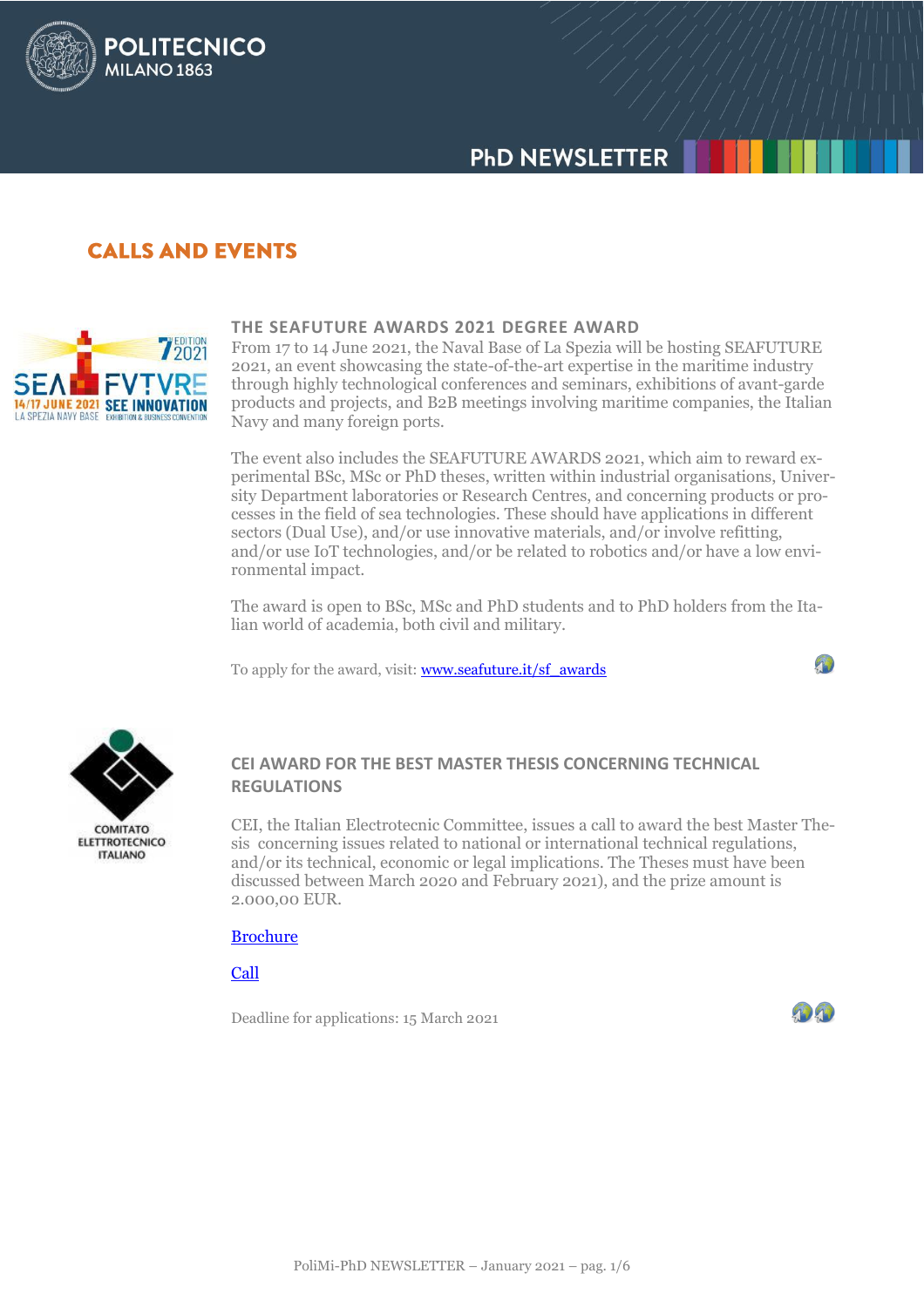## CALLS AND EVENTS

### THE SEAFUTURE AWARDS 2021 DEGREE AWARD

From 17 to 14 June 2021, the Naval Base of La Spezia will be hosting SEAFUTURE 2021, an event showcasing the state-of-the-art expertise in the maritime industry through highly technological conferences and seminars, exhibitions of avant-garde products and projects, and B2B meetings involving maritime companies, the Italian Navy and many foreign ports.

The event also includes the SEAFUTURE AWARDS 2021, which aim to reward experimental BSc, MSc or PhD theses, written within industrial organisations, University Department laboratories or Research Centres, and concerning products or processes in the field of sea technologies. These should have applications in different sectors (Dual Use), and/or use innovative materials, and/or involve refitting, and/or use IoT technologies, and/or be related to robotics and/or have a low environmental impact.

The award is open to BSc, MSc and PhD students and to PhD holders from the Italian world of academia, both civil and military.

To apply for the award, visit: [www.seafuture.it/sf_awards](www.seafuture.it/sf_awards)

### CEI AWARD FOR THE BEST MASTER THESIS CONCERNING TECHNICAL REGULATIONS

CEI, the Italian Electrotecnic Committee, issues a call to award the best Master Thesis concerning issues related to national or international technical regulations, and/or its technical, economic or legal implications. The Theses must have been discussed between March 2020 and February 2021), and the prize amount is 2.000,00 EUR.

Brochure

Call

Deadline for applications: 15 March 2021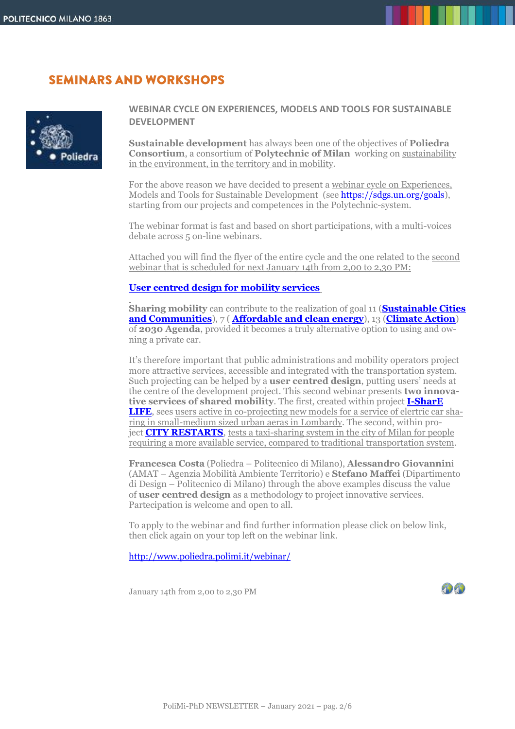## SEMINARS AND WORKSHOPS

### WEBINAR CYCLE ON EXPERIENCES, MODELS AND TOOLS FOR SUSTAINABLE DEVELOPMENT

**Sustainable development** has always been one of the objectives of **Poliedra Consortium**, a consortium of **Polytechnic of Milan** working on sustainability in the environment, in the territory and in mobility.

For the above reason we have decided to present a webinar cycle on Experiences, Models and Tools for Sustainable Development (see https://sdgs.un.org/goals), starting from our projects and competences in the Polytechnic-system.

The webinar format is fast and based on short participations, with a multi-voices debate across 5 on-line webinars.

Attached you will find the flyer of the entire cycle and the one related to the second webinar that is scheduled for next January 14th from 2,00 to 2,30 PM:

**User centred design for mobility services**

**Sharing mobility** can contribute to the realization of goal 11 (**Sustainable Cities and Communities**), 7 ( **Affordable and clean energy**), 13 (**Climate Action**) of **2030 Agenda**, provided it becomes a truly alternative option to using and owning a private car.

It's therefore important that public administrations and mobility operators project more attractive services, accessible and integrated with the transportation system. Such projecting can be helped by a **user centred design**, putting users' needs at the centre of the development project. This second webinar presents **two innovative services of shared mobility**. The first, created within project **I-SharE LIFE**, sees users active in co-projecting new models for a service of elertric car sharing in small-medium sized urban aeras in Lombardy. The second, within project **CITY RESTARTS**, tests a taxi-sharing system in the city of Milan for people requiring a more available service, compared to traditional transportation system.

**Francesca Costa** (Poliedra – Politecnico di Milano), **Alessandro Giovannini** (AMAT – Agenzia Mobilità Ambiente Territorio) e **Stefano Maffei** (Dipartimento di Design – Politecnico di Milano) through the above examples discuss the value of **user centred design** as a methodology to project innovative services. Partecipation is welcome and open to all.

To apply to the webinar and find further information please click on below link, then click again on your top left on the webinar link.

http://www.poliedra.polimi.it/webinar/

January 14th from 2,00 to 2,30 PM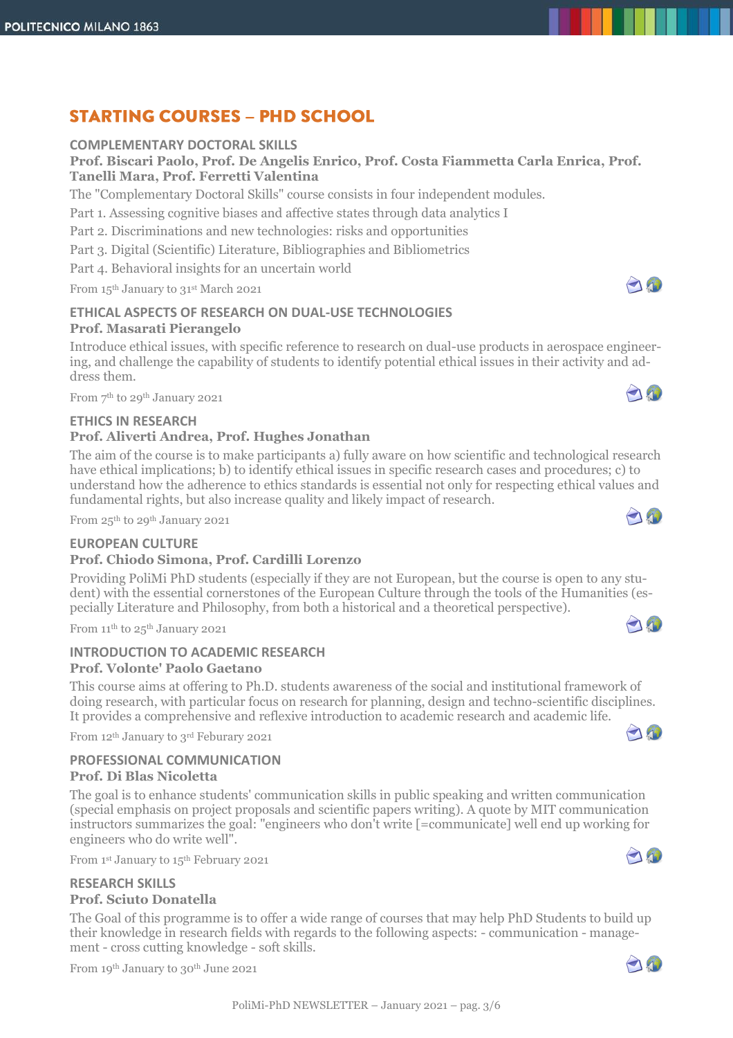# STARTING COURSES – PHD SCHOOL

### COMPLEMENTARY DOCTORAL SKILLS

**Prof. Biscari Paolo, Prof. De Angelis Enrico, Prof. Costa Fiammetta Carla Enrica, Prof. Tanelli Mara, Prof. Ferretti Valentina**

The "Complementary Doctoral Skills" course consists in four independent modules.

Part 1. Assessing cognitive biases and affective states through data analytics I

Part 2. Discriminations and new technologies: risks and opportunities

Part 3. Digital (Scientific) Literature, Bibliographies and Bibliometrics

Part 4. Behavioral insights for an uncertain world

From 15th January to 31st March 2021

### ETHICAL ASPECTS OF RESEARCH ON DUAL-USE TECHNOLOGIES

**Prof. Masarati Pierangelo**

Introduce ethical issues, with specific reference to research on dual-use products in aerospace engineering, and challenge the capability of students to identify potential ethical issues in their activity and address them.

From 7th to 29th January 2021

### ETHICS IN RESEARCH

**Prof. Aliverti Andrea, Prof. Hughes Jonathan**

The aim of the course is to make participants a) fully aware on how scientific and technological research have ethical implications; b) to identify ethical issues in specific research cases and procedures; c) to understand how the adherence to ethics standards is essential not only for respecting ethical values and fundamental rights, but also increase quality and likely impact of research.

From 25th to 29th January 2021

### EUROPEAN CULTURE

**Prof. Chiodo Simona, Prof. Cardilli Lorenzo**

Providing PoliMi PhD students (especially if they are not European, but the course is open to any student) with the essential cornerstones of the European Culture through the tools of the Humanities (especially Literature and Philosophy, from both a historical and a theoretical perspective).

From 11th to 25th January 2021

### INTRODUCTION TO ACADEMIC RESEARCH

**Prof. Volonte' Paolo Gaetano**

This course aims at offering to Ph.D. students awareness of the social and institutional framework of doing research, with particular focus on research for planning, design and techno-scientific disciplines. It provides a comprehensive and reflexive introduction to academic research and academic life.

From 12th January to 3rd Feburary 2021

### PROFESSIONAL COMMUNICATION

**Prof. Di Blas Nicoletta**

The goal is to enhance students' communication skills in public speaking and written communication (special emphasis on project proposals and scientific papers writing). A quote by MIT communication instructors summarizes the goal: "engineers who don't write [=communicate] well end up working for engineers who do write well".

From 1st January to 15th February 2021

### RESEARCH SKILLS

**Prof. Sciuto Donatella**

The Goal of this programme is to offer a wide range of courses that may help PhD Students to build up their knowledge in research fields with regards to the following aspects: - communication - management - cross cutting knowledge - soft skills.

From 19th January to 30th June 2021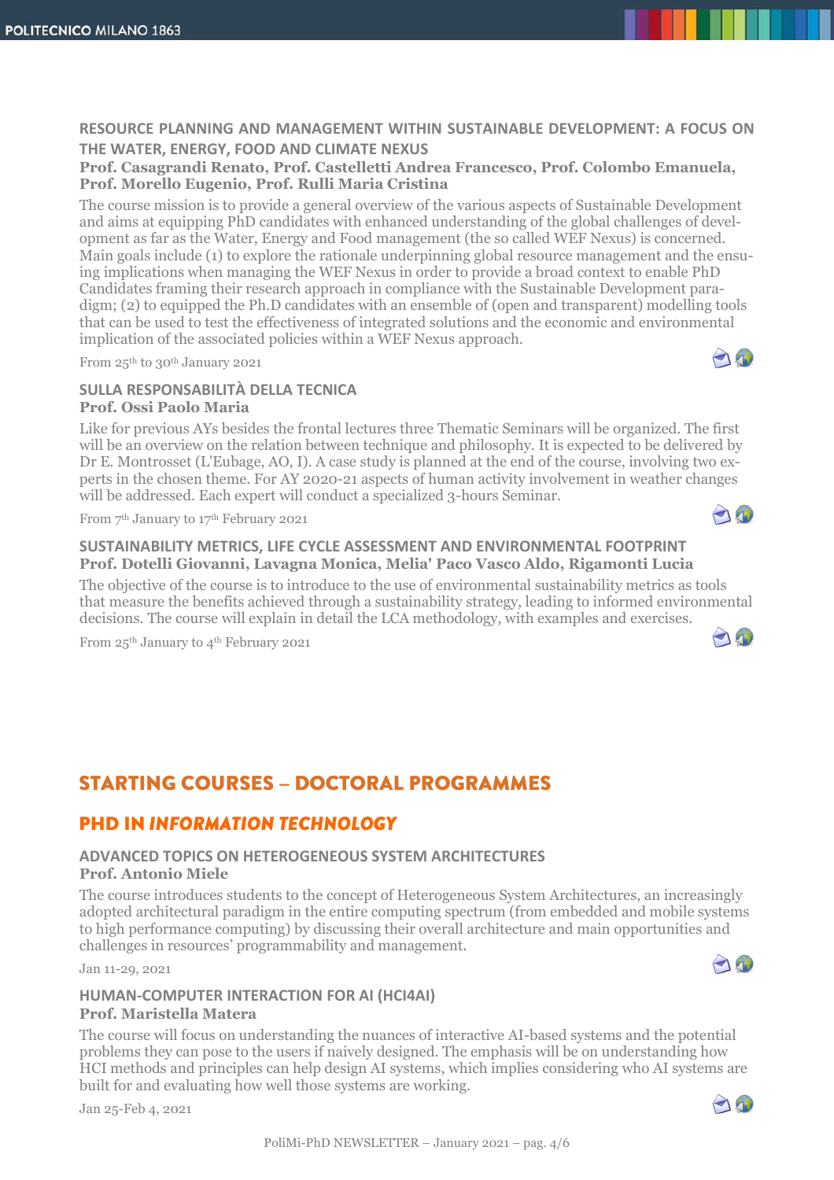### RESOURCE PLANNING AND MANAGEMENT WITHIN SUSTAINABLE DEVELOPMENT: A FOCUS ON THE WATER, ENERGY, FOOD AND CLIMATE NEXUS

**Prof. Casagrandi Renato, Prof. Castelletti Andrea Francesco, Prof. Colombo Emanuela, Prof. Morello Eugenio, Prof. Rulli Maria Cristina**

The course mission is to provide a general overview of the various aspects of Sustainable Development and aims at equipping PhD candidates with enhanced understanding of the global challenges of development as far as the Water, Energy and Food management (the so called WEF Nexus) is concerned. Main goals include (1) to explore the rationale underpinning global resource management and the ensuing implications when managing the WEF Nexus in order to provide a broad context to enable PhD Candidates framing their research approach in compliance with the Sustainable Development paradigm; (2) to equipped the Ph.D candidates with an ensemble of (open and transparent) modelling tools that can be used to test the effectiveness of integrated solutions and the economic and environmental implication of the associated policies within a WEF Nexus approach.

From 25th to 30th January 2021

### SULLA RESPONSABILITÀ DELLA TECNICA

**Prof. Ossi Paolo Maria**

Like for previous AYs besides the frontal lectures three Thematic Seminars will be organized. The first will be an overview on the relation between technique and philosophy. It is expected to be delivered by Dr E. Montrosset (L'Eubage, AO, I). A case study is planned at the end of the course, involving two experts in the chosen theme. For AY 2020-21 aspects of human activity involvement in weather changes will be addressed. Each expert will conduct a specialized 3-hours Seminar.

From 7th January to 17th February 2021

### SUSTAINABILITY METRICS, LIFE CYCLE ASSESSMENT AND ENVIRONMENTAL FOOTPRINT

**Prof. Dotelli Giovanni, Lavagna Monica, Melia' Paco Vasco Aldo, Rigamonti Lucia**

The objective of the course is to introduce to the use of environmental sustainability metrics as tools that measure the benefits achieved through a sustainability strategy, leading to informed environmental decisions. The course will explain in detail the LCA methodology, with examples and exercises.

From 25th January to 4th February 2021

# STARTING COURSES – DOCTORAL PROGRAMMES

## PHD IN *INFORMATION TECHNOLOGY*

### ADVANCED TOPICS ON HETEROGENEOUS SYSTEM ARCHITECTURES

**Prof. Antonio Miele**

The course introduces students to the concept of Heterogeneous System Architectures, an increasingly adopted architectural paradigm in the entire computing spectrum (from embedded and mobile systems to high performance computing) by discussing their overall architecture and main opportunities and challenges in resources' programmability and management.

Jan 11-29, 2021

### HUMAN-COMPUTER INTERACTION FOR AI (HCI4AI)

**Prof. Maristella Matera**

The course will focus on understanding the nuances of interactive AI-based systems and the potential problems they can pose to the users if naively designed. The emphasis will be on understanding how HCI methods and principles can help design AI systems, which implies considering who AI systems are built for and evaluating how well those systems are working.

Jan 25-Feb 4, 2021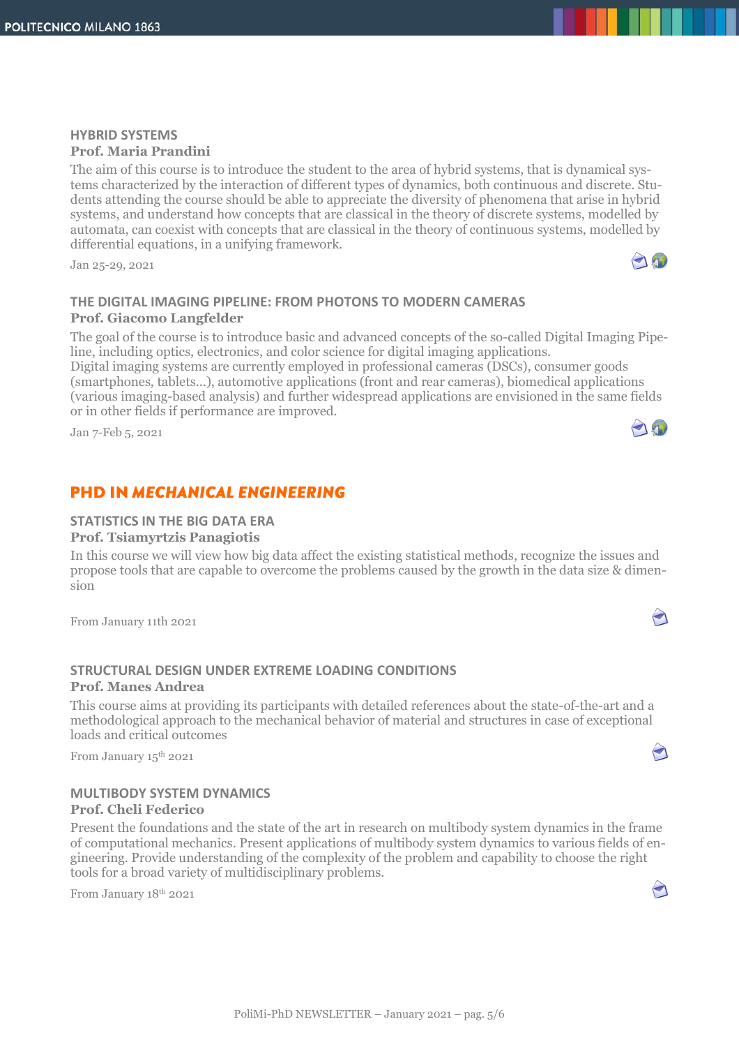### HYBRID SYSTEMS

**Prof. Maria Prandini**

The aim of this course is to introduce the student to the area of hybrid systems, that is dynamical systems characterized by the interaction of different types of dynamics, both continuous and discrete. Students attending the course should be able to appreciate the diversity of phenomena that arise in hybrid systems, and understand how concepts that are classical in the theory of discrete systems, modelled by automata, can coexist with concepts that are classical in the theory of continuous systems, modelled by differential equations, in a unifying framework.

Jan 25-29, 2021

### THE DIGITAL IMAGING PIPELINE: FROM PHOTONS TO MODERN CAMERAS

**Prof. Giacomo Langfelder**

The goal of the course is to introduce basic and advanced concepts of the so-called Digital Imaging Pipeline, including optics, electronics, and color science for digital imaging applications.
Digital imaging systems are currently employed in professional cameras (DSCs), consumer goods (smartphones, tablets…), automotive applications (front and rear cameras), biomedical applications (various imaging-based analysis) and further widespread applications are envisioned in the same fields or in other fields if performance are improved.

Jan 7-Feb 5, 2021

## PHD IN *MECHANICAL ENGINEERING*

### STATISTICS IN THE BIG DATA ERA

**Prof. Tsiamyrtzis Panagiotis**

In this course we will view how big data affect the existing statistical methods, recognize the issues and propose tools that are capable to overcome the problems caused by the growth in the data size & dimension

From January 11th 2021

### STRUCTURAL DESIGN UNDER EXTREME LOADING CONDITIONS

**Prof. Manes Andrea**

This course aims at providing its participants with detailed references about the state-of-the-art and a methodological approach to the mechanical behavior of material and structures in case of exceptional loads and critical outcomes

From January 15th 2021

### MULTIBODY SYSTEM DYNAMICS

**Prof. Cheli Federico**

Present the foundations and the state of the art in research on multibody system dynamics in the frame of computational mechanics. Present applications of multibody system dynamics to various fields of engineering. Provide understanding of the complexity of the problem and capability to choose the right tools for a broad variety of multidisciplinary problems.

From January 18th 2021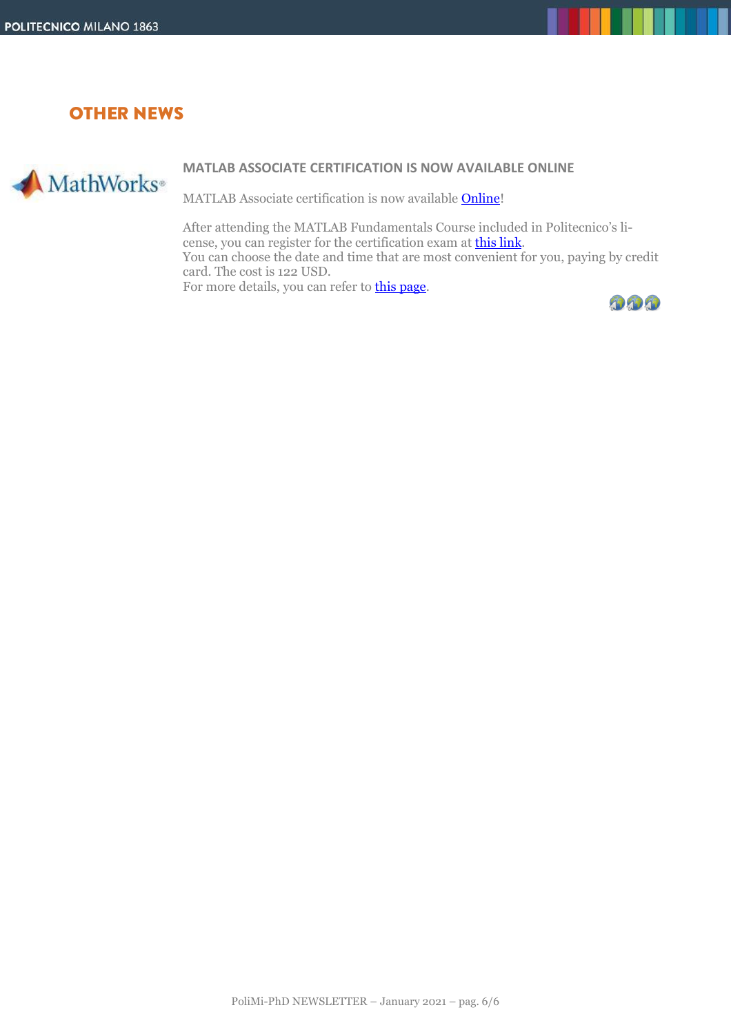## OTHER NEWS

### MATLAB ASSOCIATE CERTIFICATION IS NOW AVAILABLE ONLINE

MATLAB Associate certification is now available Online!

After attending the MATLAB Fundamentals Course included in Politecnico's license, you can register for the certification exam at this link.
You can choose the date and time that are most convenient for you, paying by credit card. The cost is 122 USD.
For more details, you can refer to this page.